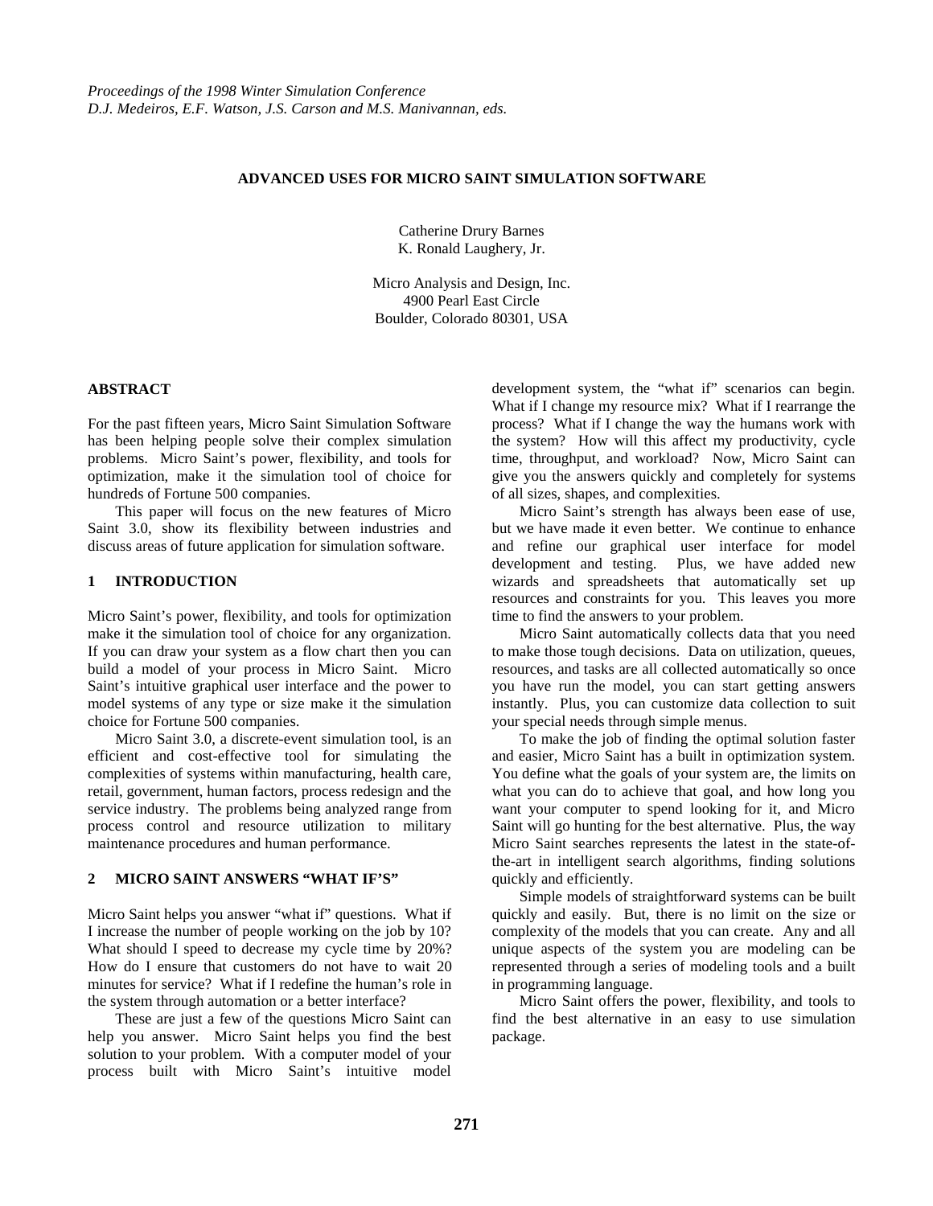*Proceedings of the 1998 Winter Simulation Conference*
*D.J. Medeiros, E.F. Watson, J.S. Carson and M.S. Manivannan, eds.*

# ADVANCED USES FOR MICRO SAINT SIMULATION SOFTWARE

Catherine Drury Barnes
K. Ronald Laughery, Jr.

Micro Analysis and Design, Inc.
4900 Pearl East Circle
Boulder, Colorado 80301, USA

## ABSTRACT

For the past fifteen years, Micro Saint Simulation Software has been helping people solve their complex simulation problems. Micro Saint's power, flexibility, and tools for optimization, make it the simulation tool of choice for hundreds of Fortune 500 companies.

This paper will focus on the new features of Micro Saint 3.0, show its flexibility between industries and discuss areas of future application for simulation software.

## 1 INTRODUCTION

Micro Saint's power, flexibility, and tools for optimization make it the simulation tool of choice for any organization. If you can draw your system as a flow chart then you can build a model of your process in Micro Saint. Micro Saint's intuitive graphical user interface and the power to model systems of any type or size make it the simulation choice for Fortune 500 companies.

Micro Saint 3.0, a discrete-event simulation tool, is an efficient and cost-effective tool for simulating the complexities of systems within manufacturing, health care, retail, government, human factors, process redesign and the service industry. The problems being analyzed range from process control and resource utilization to military maintenance procedures and human performance.

## 2 MICRO SAINT ANSWERS "WHAT IF'S"

Micro Saint helps you answer "what if" questions. What if I increase the number of people working on the job by 10? What should I speed to decrease my cycle time by 20%? How do I ensure that customers do not have to wait 20 minutes for service? What if I redefine the human's role in the system through automation or a better interface?

These are just a few of the questions Micro Saint can help you answer. Micro Saint helps you find the best solution to your problem. With a computer model of your process built with Micro Saint's intuitive model development system, the "what if" scenarios can begin. What if I change my resource mix? What if I rearrange the process? What if I change the way the humans work with the system? How will this affect my productivity, cycle time, throughput, and workload? Now, Micro Saint can give you the answers quickly and completely for systems of all sizes, shapes, and complexities.

Micro Saint's strength has always been ease of use, but we have made it even better. We continue to enhance and refine our graphical user interface for model development and testing. Plus, we have added new wizards and spreadsheets that automatically set up resources and constraints for you. This leaves you more time to find the answers to your problem.

Micro Saint automatically collects data that you need to make those tough decisions. Data on utilization, queues, resources, and tasks are all collected automatically so once you have run the model, you can start getting answers instantly. Plus, you can customize data collection to suit your special needs through simple menus.

To make the job of finding the optimal solution faster and easier, Micro Saint has a built in optimization system. You define what the goals of your system are, the limits on what you can do to achieve that goal, and how long you want your computer to spend looking for it, and Micro Saint will go hunting for the best alternative. Plus, the way Micro Saint searches represents the latest in the state-of-the-art in intelligent search algorithms, finding solutions quickly and efficiently.

Simple models of straightforward systems can be built quickly and easily. But, there is no limit on the size or complexity of the models that you can create. Any and all unique aspects of the system you are modeling can be represented through a series of modeling tools and a built in programming language.

Micro Saint offers the power, flexibility, and tools to find the best alternative in an easy to use simulation package.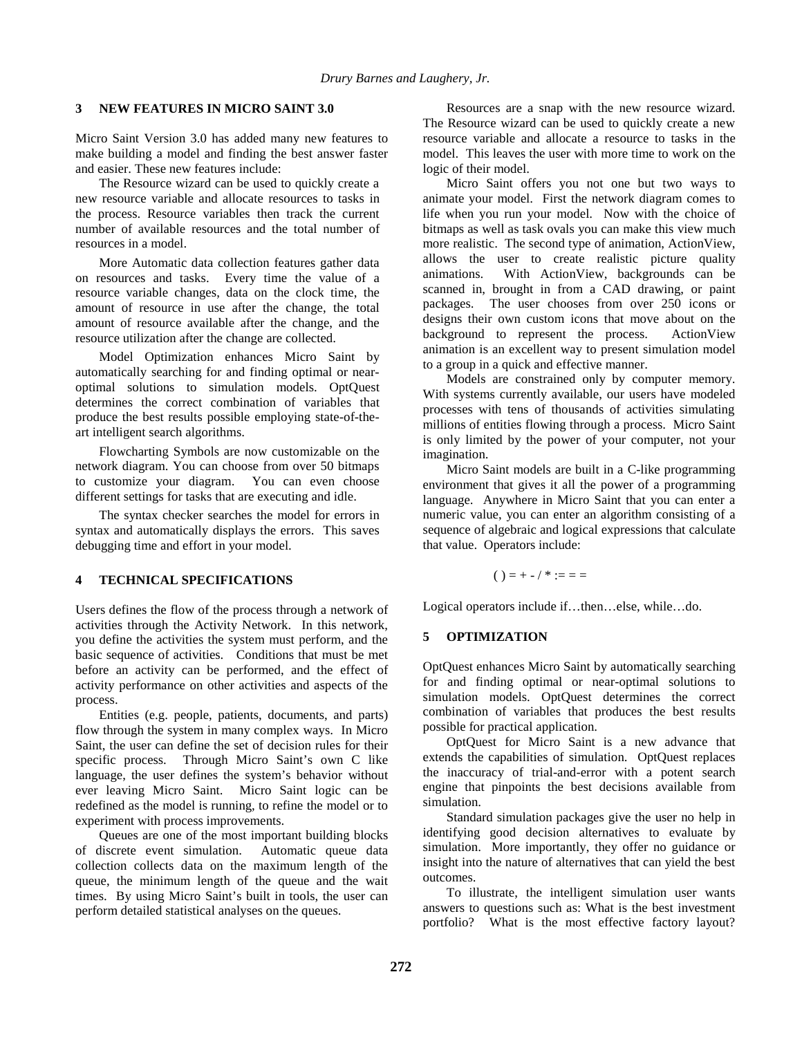## 3 NEW FEATURES IN MICRO SAINT 3.0

Micro Saint Version 3.0 has added many new features to make building a model and finding the best answer faster and easier. These new features include:

The Resource wizard can be used to quickly create a new resource variable and allocate resources to tasks in the process. Resource variables then track the current number of available resources and the total number of resources in a model.

More Automatic data collection features gather data on resources and tasks. Every time the value of a resource variable changes, data on the clock time, the amount of resource in use after the change, the total amount of resource available after the change, and the resource utilization after the change are collected.

Model Optimization enhances Micro Saint by automatically searching for and finding optimal or near-optimal solutions to simulation models. OptQuest determines the correct combination of variables that produce the best results possible employing state-of-the-art intelligent search algorithms.

Flowcharting Symbols are now customizable on the network diagram. You can choose from over 50 bitmaps to customize your diagram. You can even choose different settings for tasks that are executing and idle.

The syntax checker searches the model for errors in syntax and automatically displays the errors. This saves debugging time and effort in your model.

## 4 TECHNICAL SPECIFICATIONS

Users defines the flow of the process through a network of activities through the Activity Network. In this network, you define the activities the system must perform, and the basic sequence of activities. Conditions that must be met before an activity can be performed, and the effect of activity performance on other activities and aspects of the process.

Entities (e.g. people, patients, documents, and parts) flow through the system in many complex ways. In Micro Saint, the user can define the set of decision rules for their specific process. Through Micro Saint's own C like language, the user defines the system's behavior without ever leaving Micro Saint. Micro Saint logic can be redefined as the model is running, to refine the model or to experiment with process improvements.

Queues are one of the most important building blocks of discrete event simulation. Automatic queue data collection collects data on the maximum length of the queue, the minimum length of the queue and the wait times. By using Micro Saint's built in tools, the user can perform detailed statistical analyses on the queues.

Resources are a snap with the new resource wizard. The Resource wizard can be used to quickly create a new resource variable and allocate a resource to tasks in the model. This leaves the user with more time to work on the logic of their model.

Micro Saint offers you not one but two ways to animate your model. First the network diagram comes to life when you run your model. Now with the choice of bitmaps as well as task ovals you can make this view much more realistic. The second type of animation, ActionView, allows the user to create realistic picture quality animations. With ActionView, backgrounds can be scanned in, brought in from a CAD drawing, or paint packages. The user chooses from over 250 icons or designs their own custom icons that move about on the background to represent the process. ActionView animation is an excellent way to present simulation model to a group in a quick and effective manner.

Models are constrained only by computer memory. With systems currently available, our users have modeled processes with tens of thousands of activities simulating millions of entities flowing through a process. Micro Saint is only limited by the power of your computer, not your imagination.

Micro Saint models are built in a C-like programming environment that gives it all the power of a programming language. Anywhere in Micro Saint that you can enter a numeric value, you can enter an algorithm consisting of a sequence of algebraic and logical expressions that calculate that value. Operators include:

( ) = + - / * := = =

Logical operators include if…then…else, while…do.

## 5 OPTIMIZATION

OptQuest enhances Micro Saint by automatically searching for and finding optimal or near-optimal solutions to simulation models. OptQuest determines the correct combination of variables that produces the best results possible for practical application.

OptQuest for Micro Saint is a new advance that extends the capabilities of simulation. OptQuest replaces the inaccuracy of trial-and-error with a potent search engine that pinpoints the best decisions available from simulation.

Standard simulation packages give the user no help in identifying good decision alternatives to evaluate by simulation. More importantly, they offer no guidance or insight into the nature of alternatives that can yield the best outcomes.

To illustrate, the intelligent simulation user wants answers to questions such as: What is the best investment portfolio? What is the most effective factory layout?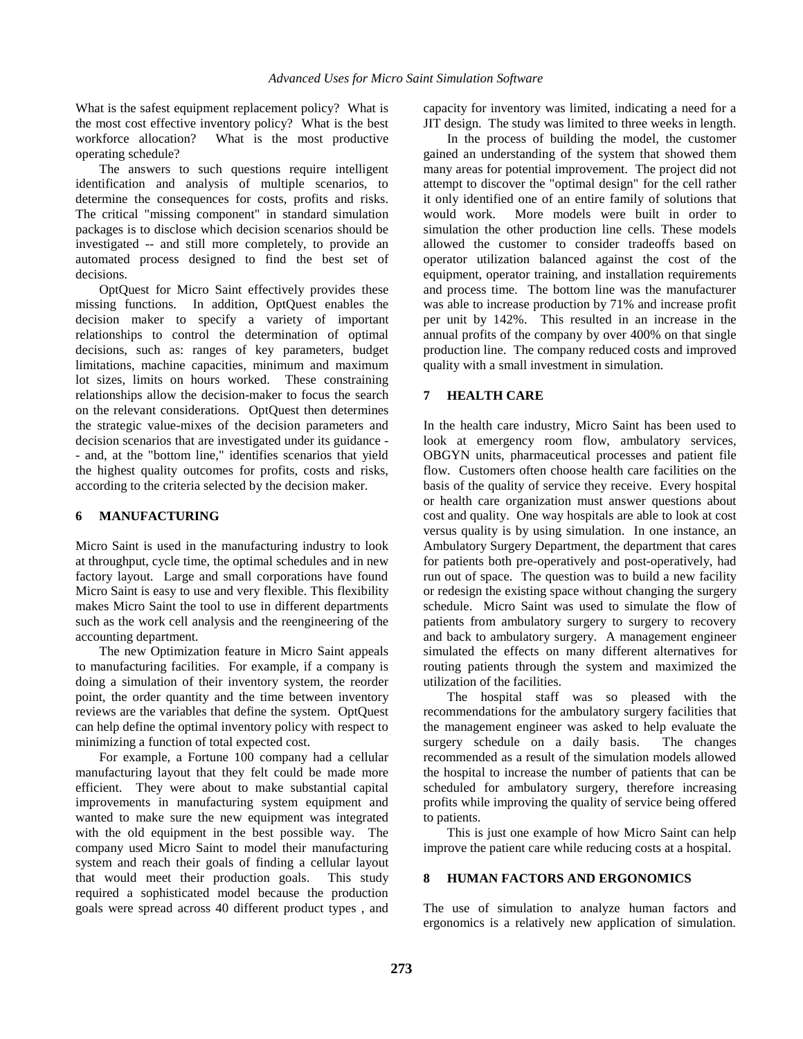What is the safest equipment replacement policy? What is the most cost effective inventory policy? What is the best workforce allocation? What is the most productive operating schedule?

The answers to such questions require intelligent identification and analysis of multiple scenarios, to determine the consequences for costs, profits and risks. The critical "missing component" in standard simulation packages is to disclose which decision scenarios should be investigated -- and still more completely, to provide an automated process designed to find the best set of decisions.

OptQuest for Micro Saint effectively provides these missing functions. In addition, OptQuest enables the decision maker to specify a variety of important relationships to control the determination of optimal decisions, such as: ranges of key parameters, budget limitations, machine capacities, minimum and maximum lot sizes, limits on hours worked. These constraining relationships allow the decision-maker to focus the search on the relevant considerations. OptQuest then determines the strategic value-mixes of the decision parameters and decision scenarios that are investigated under its guidance -- and, at the "bottom line," identifies scenarios that yield the highest quality outcomes for profits, costs and risks, according to the criteria selected by the decision maker.

## 6 MANUFACTURING

Micro Saint is used in the manufacturing industry to look at throughput, cycle time, the optimal schedules and in new factory layout. Large and small corporations have found Micro Saint is easy to use and very flexible. This flexibility makes Micro Saint the tool to use in different departments such as the work cell analysis and the reengineering of the accounting department.

The new Optimization feature in Micro Saint appeals to manufacturing facilities. For example, if a company is doing a simulation of their inventory system, the reorder point, the order quantity and the time between inventory reviews are the variables that define the system. OptQuest can help define the optimal inventory policy with respect to minimizing a function of total expected cost.

For example, a Fortune 100 company had a cellular manufacturing layout that they felt could be made more efficient. They were about to make substantial capital improvements in manufacturing system equipment and wanted to make sure the new equipment was integrated with the old equipment in the best possible way. The company used Micro Saint to model their manufacturing system and reach their goals of finding a cellular layout that would meet their production goals. This study required a sophisticated model because the production goals were spread across 40 different product types , and capacity for inventory was limited, indicating a need for a JIT design. The study was limited to three weeks in length.

In the process of building the model, the customer gained an understanding of the system that showed them many areas for potential improvement. The project did not attempt to discover the "optimal design" for the cell rather it only identified one of an entire family of solutions that would work. More models were built in order to simulation the other production line cells. These models allowed the customer to consider tradeoffs based on operator utilization balanced against the cost of the equipment, operator training, and installation requirements and process time. The bottom line was the manufacturer was able to increase production by 71% and increase profit per unit by 142%. This resulted in an increase in the annual profits of the company by over 400% on that single production line. The company reduced costs and improved quality with a small investment in simulation.

## 7 HEALTH CARE

In the health care industry, Micro Saint has been used to look at emergency room flow, ambulatory services, OBGYN units, pharmaceutical processes and patient file flow. Customers often choose health care facilities on the basis of the quality of service they receive. Every hospital or health care organization must answer questions about cost and quality. One way hospitals are able to look at cost versus quality is by using simulation. In one instance, an Ambulatory Surgery Department, the department that cares for patients both pre-operatively and post-operatively, had run out of space. The question was to build a new facility or redesign the existing space without changing the surgery schedule. Micro Saint was used to simulate the flow of patients from ambulatory surgery to surgery to recovery and back to ambulatory surgery. A management engineer simulated the effects on many different alternatives for routing patients through the system and maximized the utilization of the facilities.

The hospital staff was so pleased with the recommendations for the ambulatory surgery facilities that the management engineer was asked to help evaluate the surgery schedule on a daily basis. The changes recommended as a result of the simulation models allowed the hospital to increase the number of patients that can be scheduled for ambulatory surgery, therefore increasing profits while improving the quality of service being offered to patients.

This is just one example of how Micro Saint can help improve the patient care while reducing costs at a hospital.

## 8 HUMAN FACTORS AND ERGONOMICS

The use of simulation to analyze human factors and ergonomics is a relatively new application of simulation.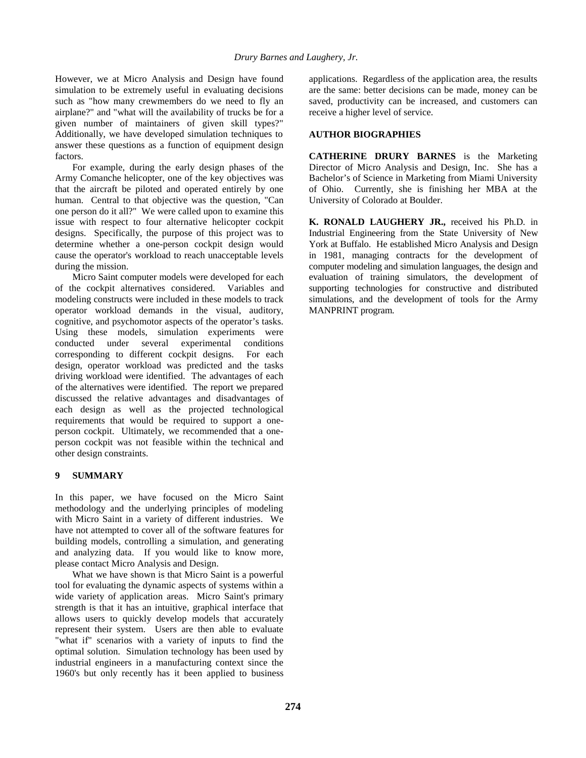However, we at Micro Analysis and Design have found simulation to be extremely useful in evaluating decisions such as "how many crewmembers do we need to fly an airplane?" and "what will the availability of trucks be for a given number of maintainers of given skill types?" Additionally, we have developed simulation techniques to answer these questions as a function of equipment design factors.

For example, during the early design phases of the Army Comanche helicopter, one of the key objectives was that the aircraft be piloted and operated entirely by one human. Central to that objective was the question, "Can one person do it all?" We were called upon to examine this issue with respect to four alternative helicopter cockpit designs. Specifically, the purpose of this project was to determine whether a one-person cockpit design would cause the operator's workload to reach unacceptable levels during the mission.

Micro Saint computer models were developed for each of the cockpit alternatives considered. Variables and modeling constructs were included in these models to track operator workload demands in the visual, auditory, cognitive, and psychomotor aspects of the operator's tasks. Using these models, simulation experiments were conducted under several experimental conditions corresponding to different cockpit designs. For each design, operator workload was predicted and the tasks driving workload were identified. The advantages of each of the alternatives were identified. The report we prepared discussed the relative advantages and disadvantages of each design as well as the projected technological requirements that would be required to support a one-person cockpit. Ultimately, we recommended that a one-person cockpit was not feasible within the technical and other design constraints.

## 9 SUMMARY

In this paper, we have focused on the Micro Saint methodology and the underlying principles of modeling with Micro Saint in a variety of different industries. We have not attempted to cover all of the software features for building models, controlling a simulation, and generating and analyzing data. If you would like to know more, please contact Micro Analysis and Design.

What we have shown is that Micro Saint is a powerful tool for evaluating the dynamic aspects of systems within a wide variety of application areas. Micro Saint's primary strength is that it has an intuitive, graphical interface that allows users to quickly develop models that accurately represent their system. Users are then able to evaluate "what if" scenarios with a variety of inputs to find the optimal solution. Simulation technology has been used by industrial engineers in a manufacturing context since the 1960's but only recently has it been applied to business applications. Regardless of the application area, the results are the same: better decisions can be made, money can be saved, productivity can be increased, and customers can receive a higher level of service.

## AUTHOR BIOGRAPHIES

**CATHERINE DRURY BARNES** is the Marketing Director of Micro Analysis and Design, Inc. She has a Bachelor's of Science in Marketing from Miami University of Ohio. Currently, she is finishing her MBA at the University of Colorado at Boulder.

**K. RONALD LAUGHERY JR.,** received his Ph.D. in Industrial Engineering from the State University of New York at Buffalo. He established Micro Analysis and Design in 1981, managing contracts for the development of computer modeling and simulation languages, the design and evaluation of training simulators, the development of supporting technologies for constructive and distributed simulations, and the development of tools for the Army MANPRINT program.